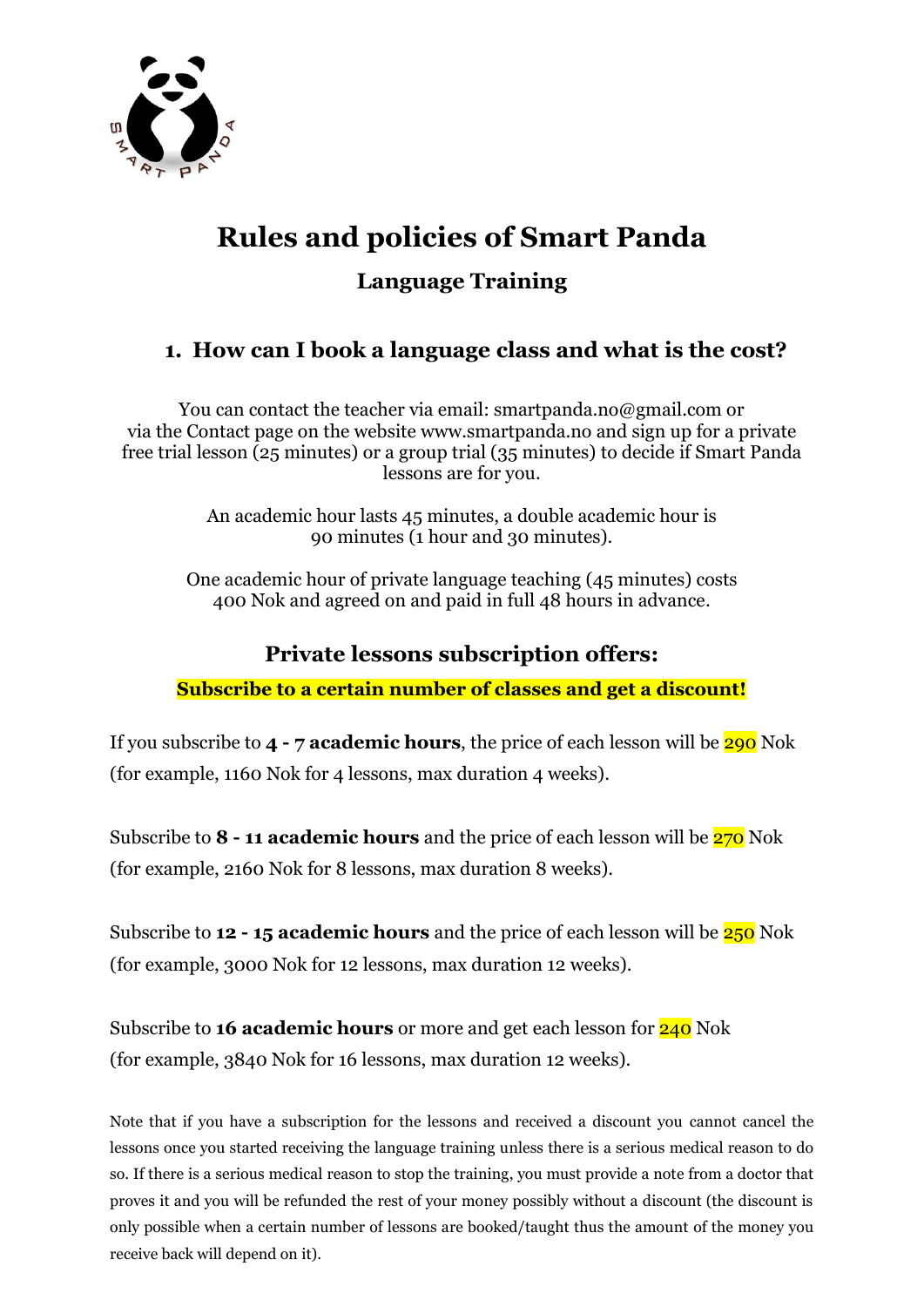# Rules and policies of Smart Panda

## Language Training

### 1. How can I book a language class and what is the cost?

You can contact the teacher via email: smartpanda.no@gmail.com or via the Contact page on the website www.smartpanda.no and sign up for a private free trial lesson (25 minutes) or a group trial (35 minutes) to decide if Smart Panda lessons are for you.

An academic hour lasts 45 minutes, a double academic hour is 90 minutes (1 hour and 30 minutes).

One academic hour of private language teaching (45 minutes) costs 400 Nok and agreed on and paid in full 48 hours in advance.

### Private lessons subscription offers:

**Subscribe to a certain number of classes and get a discount!**

If you subscribe to **4 - 7 academic hours**, the price of each lesson will be 290 Nok (for example, 1160 Nok for 4 lessons, max duration 4 weeks).

Subscribe to **8 - 11 academic hours** and the price of each lesson will be 270 Nok (for example, 2160 Nok for 8 lessons, max duration 8 weeks).

Subscribe to **12 - 15 academic hours** and the price of each lesson will be 250 Nok (for example, 3000 Nok for 12 lessons, max duration 12 weeks).

Subscribe to **16 academic hours** or more and get each lesson for 240 Nok (for example, 3840 Nok for 16 lessons, max duration 12 weeks).

Note that if you have a subscription for the lessons and received a discount you cannot cancel the lessons once you started receiving the language training unless there is a serious medical reason to do so. If there is a serious medical reason to stop the training, you must provide a note from a doctor that proves it and you will be refunded the rest of your money possibly without a discount (the discount is only possible when a certain number of lessons are booked/taught thus the amount of the money you receive back will depend on it).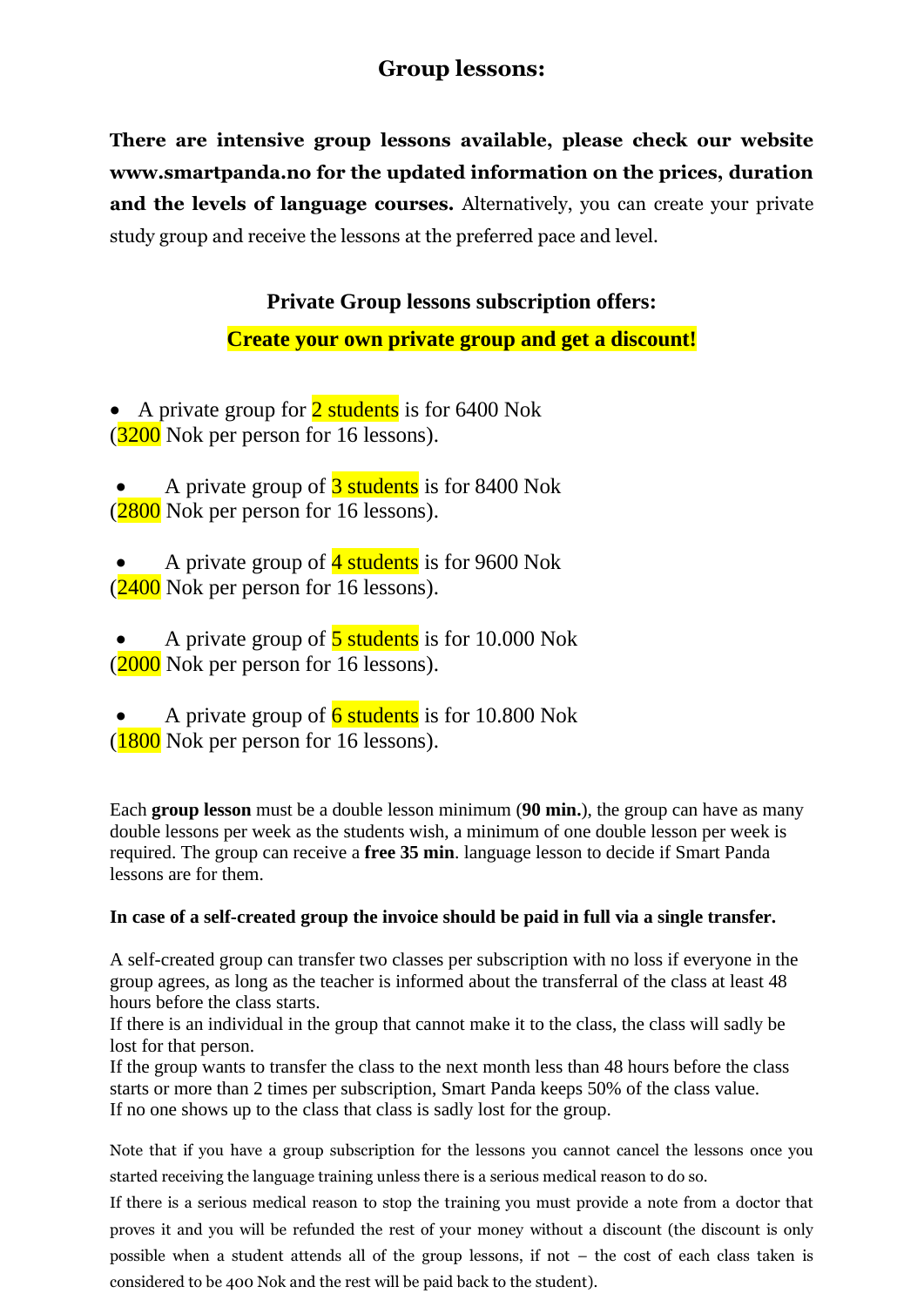# Group lessons:

**There are intensive group lessons available, please check our website www.smartpanda.no for the updated information on the prices, duration and the levels of language courses.** Alternatively, you can create your private study group and receive the lessons at the preferred pace and level.

## Private Group lessons subscription offers:

**Create your own private group and get a discount!**

- A private group for 2 students is for 6400 Nok (3200 Nok per person for 16 lessons).
- A private group of 3 students is for 8400 Nok (2800 Nok per person for 16 lessons).
- A private group of 4 students is for 9600 Nok (2400 Nok per person for 16 lessons).
- A private group of 5 students is for 10.000 Nok (2000 Nok per person for 16 lessons).
- A private group of 6 students is for 10.800 Nok (1800 Nok per person for 16 lessons).

Each **group lesson** must be a double lesson minimum (**90 min.**), the group can have as many double lessons per week as the students wish, a minimum of one double lesson per week is required. The group can receive a **free 35 min**. language lesson to decide if Smart Panda lessons are for them.

**In case of a self-created group the invoice should be paid in full via a single transfer.**

A self-created group can transfer two classes per subscription with no loss if everyone in the group agrees, as long as the teacher is informed about the transferral of the class at least 48 hours before the class starts.
If there is an individual in the group that cannot make it to the class, the class will sadly be lost for that person.
If the group wants to transfer the class to the next month less than 48 hours before the class starts or more than 2 times per subscription, Smart Panda keeps 50% of the class value.
If no one shows up to the class that class is sadly lost for the group.

Note that if you have a group subscription for the lessons you cannot cancel the lessons once you started receiving the language training unless there is a serious medical reason to do so.
If there is a serious medical reason to stop the training you must provide a note from a doctor that proves it and you will be refunded the rest of your money without a discount (the discount is only possible when a student attends all of the group lessons, if not – the cost of each class taken is considered to be 400 Nok and the rest will be paid back to the student).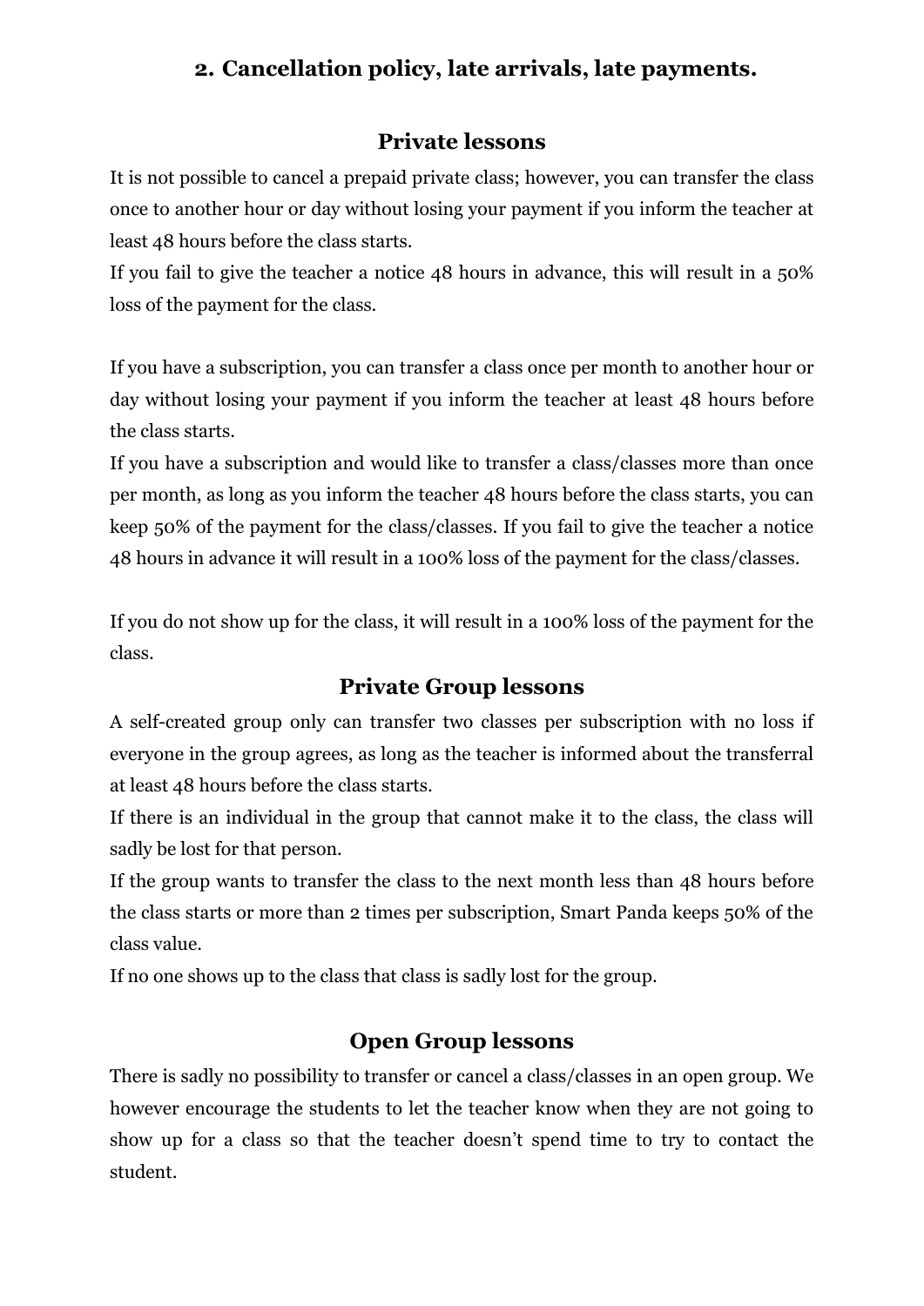## 2. Cancellation policy, late arrivals, late payments.

### Private lessons

It is not possible to cancel a prepaid private class; however, you can transfer the class once to another hour or day without losing your payment if you inform the teacher at least 48 hours before the class starts.

If you fail to give the teacher a notice 48 hours in advance, this will result in a 50% loss of the payment for the class.

If you have a subscription, you can transfer a class once per month to another hour or day without losing your payment if you inform the teacher at least 48 hours before the class starts.

If you have a subscription and would like to transfer a class/classes more than once per month, as long as you inform the teacher 48 hours before the class starts, you can keep 50% of the payment for the class/classes. If you fail to give the teacher a notice 48 hours in advance it will result in a 100% loss of the payment for the class/classes.

If you do not show up for the class, it will result in a 100% loss of the payment for the class.

### Private Group lessons

A self-created group only can transfer two classes per subscription with no loss if everyone in the group agrees, as long as the teacher is informed about the transferral at least 48 hours before the class starts.

If there is an individual in the group that cannot make it to the class, the class will sadly be lost for that person.

If the group wants to transfer the class to the next month less than 48 hours before the class starts or more than 2 times per subscription, Smart Panda keeps 50% of the class value.

If no one shows up to the class that class is sadly lost for the group.

### Open Group lessons

There is sadly no possibility to transfer or cancel a class/classes in an open group. We however encourage the students to let the teacher know when they are not going to show up for a class so that the teacher doesn’t spend time to try to contact the student.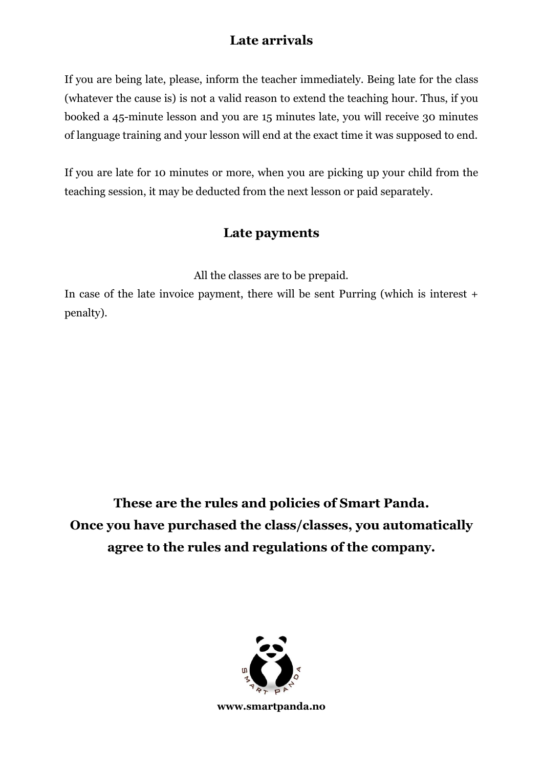## Late arrivals

If you are being late, please, inform the teacher immediately. Being late for the class (whatever the cause is) is not a valid reason to extend the teaching hour. Thus, if you booked a 45-minute lesson and you are 15 minutes late, you will receive 30 minutes of language training and your lesson will end at the exact time it was supposed to end.

If you are late for 10 minutes or more, when you are picking up your child from the teaching session, it may be deducted from the next lesson or paid separately.

## Late payments

All the classes are to be prepaid.

In case of the late invoice payment, there will be sent Purring (which is interest + penalty).

**These are the rules and policies of Smart Panda.**
**Once you have purchased the class/classes, you automatically agree to the rules and regulations of the company.**

SMART PANDA

**www.smartpanda.no**